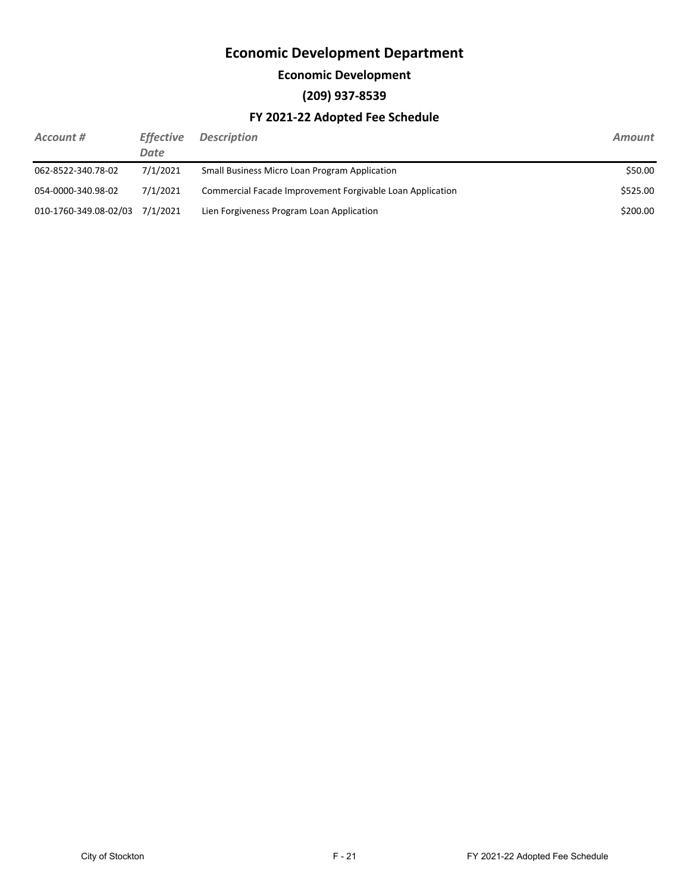# Economic Development Department

## Economic Development

### (209) 937-8539

### FY 2021-22 Adopted Fee Schedule

| *Account #* | *Effective Date* | *Description* | *Amount* |
|---|---|---|---|
| 062-8522-340.78-02 | 7/1/2021 | Small Business Micro Loan Program Application | $50.00 |
| 054-0000-340.98-02 | 7/1/2021 | Commercial Facade Improvement Forgivable Loan Application | $525.00 |
| 010-1760-349.08-02/03 | 7/1/2021 | Lien Forgiveness Program Loan Application | $200.00 |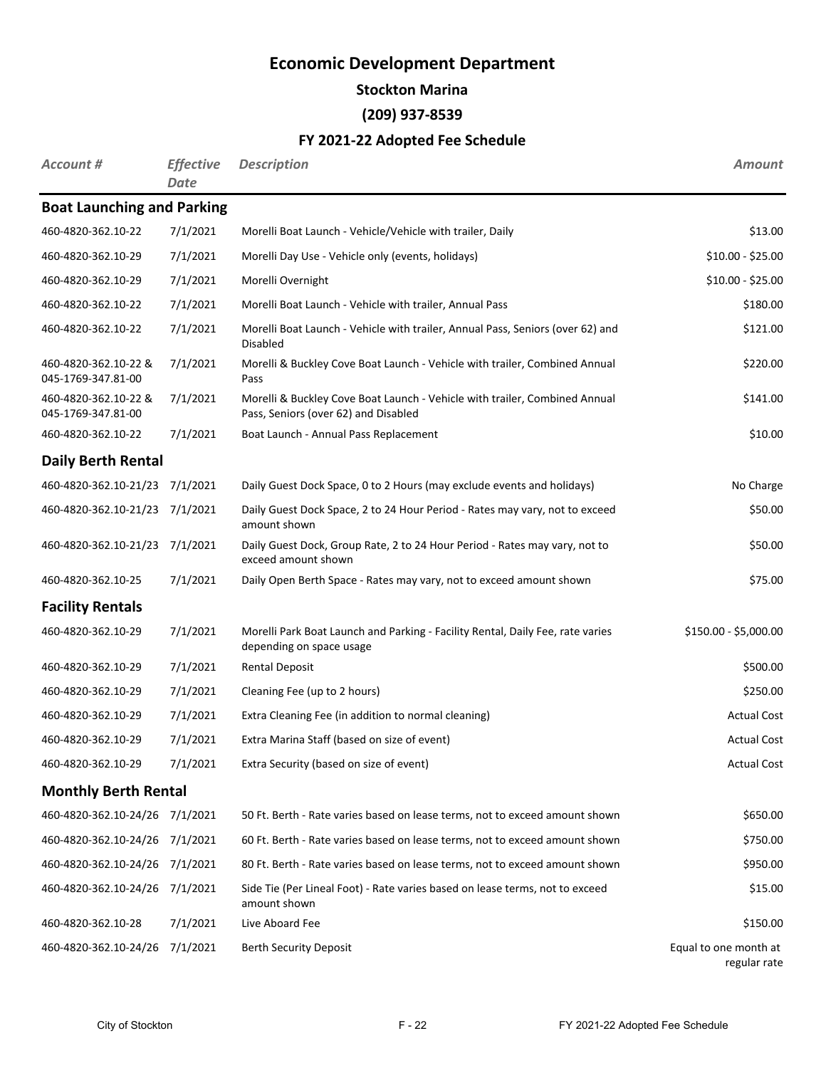# Economic Development Department

## Stockton Marina

## (209) 937-8539

## FY 2021-22 Adopted Fee Schedule

| *Account #* | *Effective Date* | *Description* | *Amount* |
|---|---|---|---|
| **Boat Launching and Parking** | | | |
| 460-4820-362.10-22 | 7/1/2021 | Morelli Boat Launch - Vehicle/Vehicle with trailer, Daily | $13.00 |
| 460-4820-362.10-29 | 7/1/2021 | Morelli Day Use - Vehicle only (events, holidays) | $10.00 - $25.00 |
| 460-4820-362.10-29 | 7/1/2021 | Morelli Overnight | $10.00 - $25.00 |
| 460-4820-362.10-22 | 7/1/2021 | Morelli Boat Launch - Vehicle with trailer, Annual Pass | $180.00 |
| 460-4820-362.10-22 | 7/1/2021 | Morelli Boat Launch - Vehicle with trailer, Annual Pass, Seniors (over 62) and Disabled | $121.00 |
| 460-4820-362.10-22 & 045-1769-347.81-00 | 7/1/2021 | Morelli & Buckley Cove Boat Launch - Vehicle with trailer, Combined Annual Pass | $220.00 |
| 460-4820-362.10-22 & 045-1769-347.81-00 | 7/1/2021 | Morelli & Buckley Cove Boat Launch - Vehicle with trailer, Combined Annual Pass, Seniors (over 62) and Disabled | $141.00 |
| 460-4820-362.10-22 | 7/1/2021 | Boat Launch - Annual Pass Replacement | $10.00 |
| **Daily Berth Rental** | | | |
| 460-4820-362.10-21/23 | 7/1/2021 | Daily Guest Dock Space, 0 to 2 Hours (may exclude events and holidays) | No Charge |
| 460-4820-362.10-21/23 | 7/1/2021 | Daily Guest Dock Space, 2 to 24 Hour Period - Rates may vary, not to exceed amount shown | $50.00 |
| 460-4820-362.10-21/23 | 7/1/2021 | Daily Guest Dock, Group Rate, 2 to 24 Hour Period - Rates may vary, not to exceed amount shown | $50.00 |
| 460-4820-362.10-25 | 7/1/2021 | Daily Open Berth Space - Rates may vary, not to exceed amount shown | $75.00 |
| **Facility Rentals** | | | |
| 460-4820-362.10-29 | 7/1/2021 | Morelli Park Boat Launch and Parking - Facility Rental, Daily Fee, rate varies depending on space usage | $150.00 - $5,000.00 |
| 460-4820-362.10-29 | 7/1/2021 | Rental Deposit | $500.00 |
| 460-4820-362.10-29 | 7/1/2021 | Cleaning Fee (up to 2 hours) | $250.00 |
| 460-4820-362.10-29 | 7/1/2021 | Extra Cleaning Fee (in addition to normal cleaning) | Actual Cost |
| 460-4820-362.10-29 | 7/1/2021 | Extra Marina Staff (based on size of event) | Actual Cost |
| 460-4820-362.10-29 | 7/1/2021 | Extra Security (based on size of event) | Actual Cost |
| **Monthly Berth Rental** | | | |
| 460-4820-362.10-24/26 | 7/1/2021 | 50 Ft. Berth - Rate varies based on lease terms, not to exceed amount shown | $650.00 |
| 460-4820-362.10-24/26 | 7/1/2021 | 60 Ft. Berth - Rate varies based on lease terms, not to exceed amount shown | $750.00 |
| 460-4820-362.10-24/26 | 7/1/2021 | 80 Ft. Berth - Rate varies based on lease terms, not to exceed amount shown | $950.00 |
| 460-4820-362.10-24/26 | 7/1/2021 | Side Tie (Per Lineal Foot) - Rate varies based on lease terms, not to exceed amount shown | $15.00 |
| 460-4820-362.10-28 | 7/1/2021 | Live Aboard Fee | $150.00 |
| 460-4820-362.10-24/26 | 7/1/2021 | Berth Security Deposit | Equal to one month at regular rate |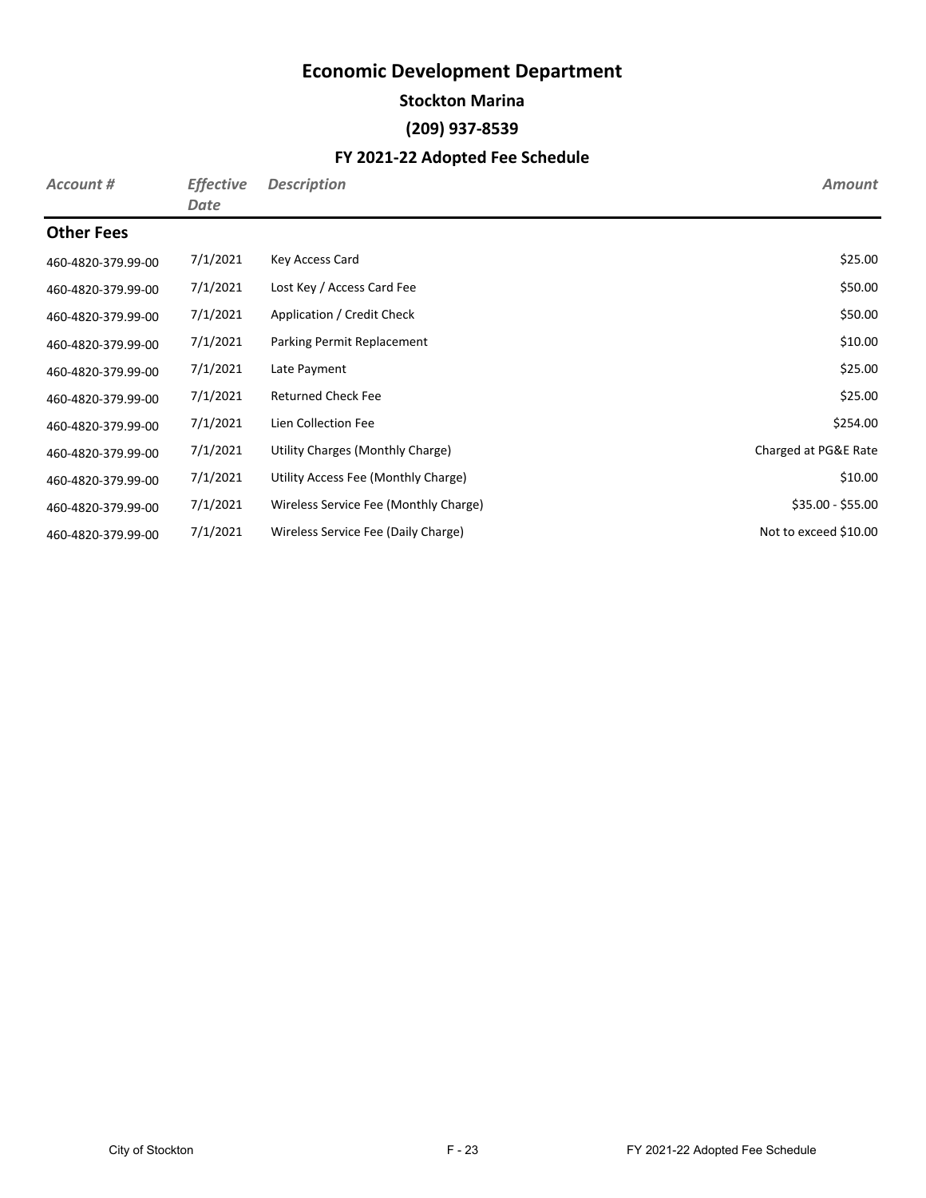# Economic Development Department

## Stockton Marina

## (209) 937-8539

## FY 2021-22 Adopted Fee Schedule

| *Account #* | *Effective Date* | *Description* | *Amount* |
|---|---|---|---|
| **Other Fees** | | | |
| 460-4820-379.99-00 | 7/1/2021 | Key Access Card | \$25.00 |
| 460-4820-379.99-00 | 7/1/2021 | Lost Key / Access Card Fee | \$50.00 |
| 460-4820-379.99-00 | 7/1/2021 | Application / Credit Check | \$50.00 |
| 460-4820-379.99-00 | 7/1/2021 | Parking Permit Replacement | \$10.00 |
| 460-4820-379.99-00 | 7/1/2021 | Late Payment | \$25.00 |
| 460-4820-379.99-00 | 7/1/2021 | Returned Check Fee | \$25.00 |
| 460-4820-379.99-00 | 7/1/2021 | Lien Collection Fee | \$254.00 |
| 460-4820-379.99-00 | 7/1/2021 | Utility Charges (Monthly Charge) | Charged at PG&E Rate |
| 460-4820-379.99-00 | 7/1/2021 | Utility Access Fee (Monthly Charge) | \$10.00 |
| 460-4820-379.99-00 | 7/1/2021 | Wireless Service Fee (Monthly Charge) | \$35.00 - \$55.00 |
| 460-4820-379.99-00 | 7/1/2021 | Wireless Service Fee (Daily Charge) | Not to exceed \$10.00 |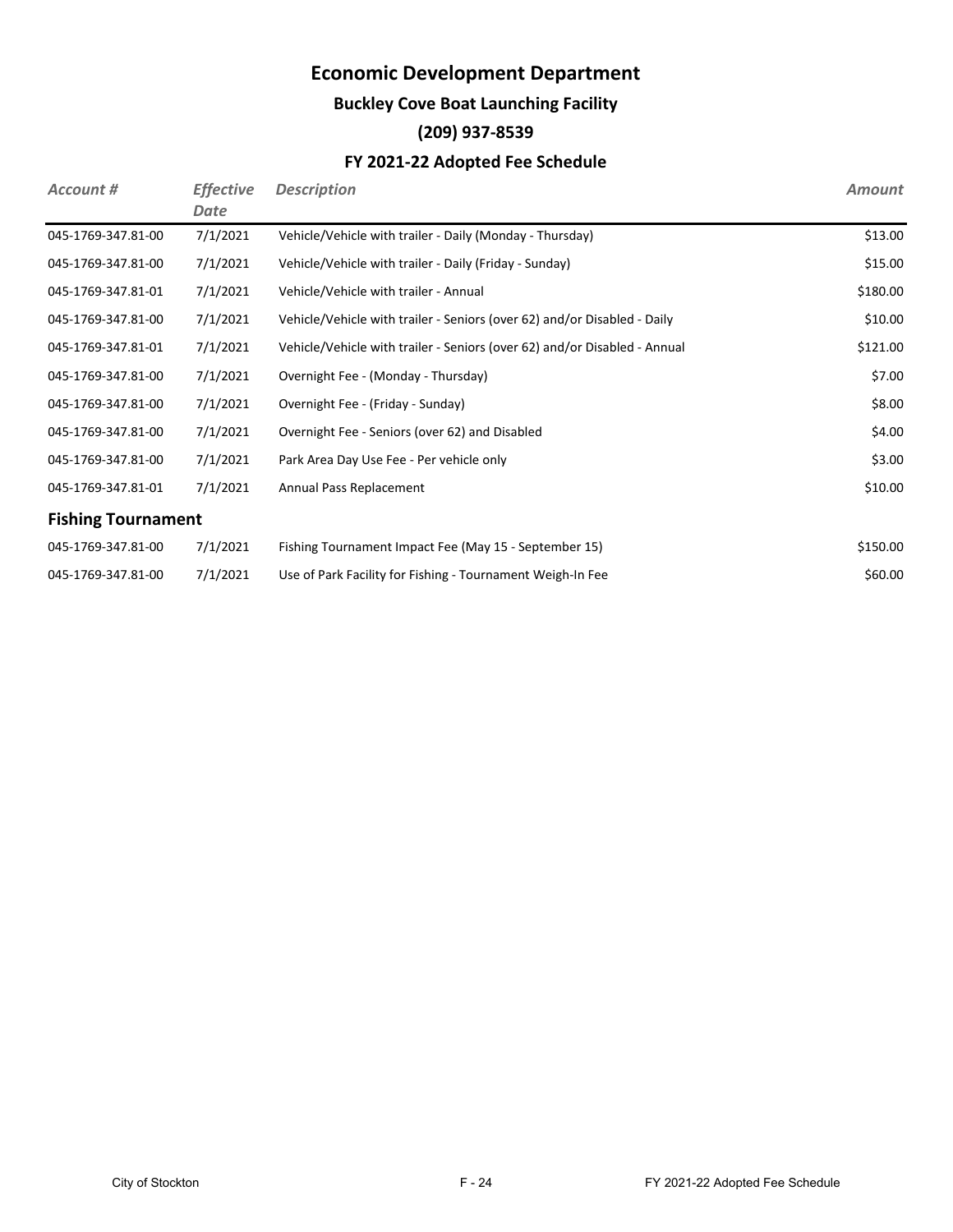# Economic Development Department

## Buckley Cove Boat Launching Facility

## (209) 937-8539

## FY 2021-22 Adopted Fee Schedule

| *Account #* | *Effective Date* | *Description* | *Amount* |
|---|---|---|---|
| 045-1769-347.81-00 | 7/1/2021 | Vehicle/Vehicle with trailer - Daily (Monday - Thursday) | $13.00 |
| 045-1769-347.81-00 | 7/1/2021 | Vehicle/Vehicle with trailer - Daily (Friday - Sunday) | $15.00 |
| 045-1769-347.81-01 | 7/1/2021 | Vehicle/Vehicle with trailer - Annual | $180.00 |
| 045-1769-347.81-00 | 7/1/2021 | Vehicle/Vehicle with trailer - Seniors (over 62) and/or Disabled - Daily | $10.00 |
| 045-1769-347.81-01 | 7/1/2021 | Vehicle/Vehicle with trailer - Seniors (over 62) and/or Disabled - Annual | $121.00 |
| 045-1769-347.81-00 | 7/1/2021 | Overnight Fee - (Monday - Thursday) | $7.00 |
| 045-1769-347.81-00 | 7/1/2021 | Overnight Fee - (Friday - Sunday) | $8.00 |
| 045-1769-347.81-00 | 7/1/2021 | Overnight Fee - Seniors (over 62) and Disabled | $4.00 |
| 045-1769-347.81-00 | 7/1/2021 | Park Area Day Use Fee - Per vehicle only | $3.00 |
| 045-1769-347.81-01 | 7/1/2021 | Annual Pass Replacement | $10.00 |
| **Fishing Tournament** | | | |
| 045-1769-347.81-00 | 7/1/2021 | Fishing Tournament Impact Fee (May 15 - September 15) | $150.00 |
| 045-1769-347.81-00 | 7/1/2021 | Use of Park Facility for Fishing - Tournament Weigh-In Fee | $60.00 |